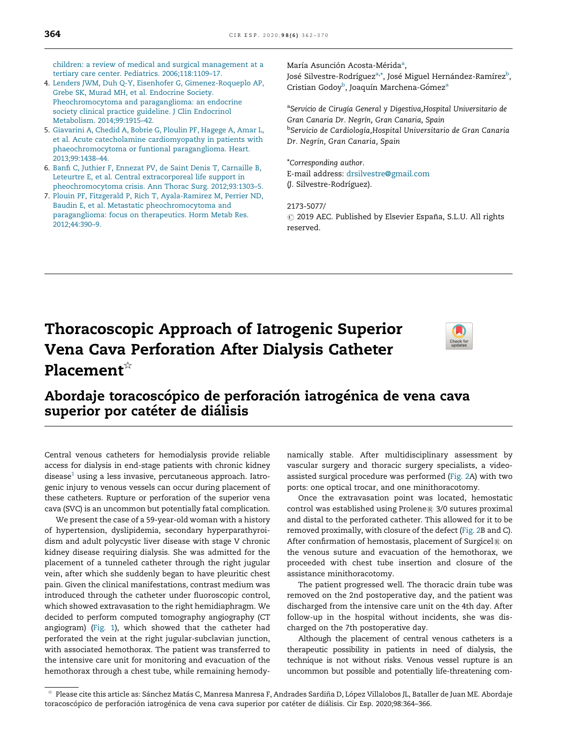children: a review of medical and surgical management at a tertiary care center. Pediatrics. 2006;118:1109–17.

4. Lenders JWM, Duh Q-Y, Eisenhofer G, Gimenez-Roqueplo AP, Grebe SK, Murad MH, et al. Endocrine Society. Pheochromocytoma and paraganglioma: an endocrine society clinical practice guideline. J Clin Endocrinol Metabolism. 2014;99:1915–42.
5. Giavarini A, Chedid A, Bobrie G, Ploulin PF, Hagege A, Amar L, et al. Acute catecholamine cardiomyopathy in patients with phaeochromocytoma or funtional paraganglioma. Heart. 2013;99:1438–44.
6. Banfi C, Juthier F, Ennezat PV, de Saint Denis T, Carnaille B, Leteurtre E, et al. Central extracorporeal life support in pheochromocytoma crisis. Ann Thorac Surg. 2012;93:1303–5.
7. Plouin PF, Fitzgerald P, Rich T, Ayala-Ramirez M, Perrier ND, Baudin E, et al. Metastatic pheochromocytoma and paraganglioma: focus on therapeutics. Horm Metab Res. 2012;44:390–9.

María Asunción Acosta-Mérida[a],
José Silvestre-Rodríguez[a,*], José Miguel Hernández-Ramírez[b],
Cristian Godoy[b], Joaquín Marchena-Gómez[a]

[a] *Servicio de Cirugía General y Digestiva, Hospital Universitario de Gran Canaria Dr. Negrín, Gran Canaria, Spain*

[b] *Servicio de Cardiología, Hospital Universitario de Gran Canaria Dr. Negrín, Gran Canaria, Spain*

[*] *Corresponding author.*
E-mail address: drsilvestre@gmail.com
(J. Silvestre-Rodríguez).

2173-5077/
© 2019 AEC. Published by Elsevier España, S.L.U. All rights reserved.

# Thoracoscopic Approach of Iatrogenic Superior Vena Cava Perforation After Dialysis Catheter Placement[☆]

## Abordaje toracoscópico de perforación iatrogénica de vena cava superior por catéter de diálisis

Central venous catheters for hemodialysis provide reliable access for dialysis in end-stage patients with chronic kidney disease[1] using a less invasive, percutaneous approach. Iatrogenic injury to venous vessels can occur during placement of these catheters. Rupture or perforation of the superior vena cava (SVC) is an uncommon but potentially fatal complication.

We present the case of a 59-year-old woman with a history of hypertension, dyslipidemia, secondary hyperparathyroidism and adult polycystic liver disease with stage V chronic kidney disease requiring dialysis. She was admitted for the placement of a tunneled catheter through the right jugular vein, after which she suddenly began to have pleuritic chest pain. Given the clinical manifestations, contrast medium was introduced through the catheter under fluoroscopic control, which showed extravasation to the right hemidiaphragm. We decided to perform computed tomography angiography (CT angiogram) (Fig. 1), which showed that the catheter had perforated the vein at the right jugular-subclavian junction, with associated hemothorax. The patient was transferred to the intensive care unit for monitoring and evacuation of the hemothorax through a chest tube, while remaining hemodynamically stable. After multidisciplinary assessment by vascular surgery and thoracic surgery specialists, a video-assisted surgical procedure was performed (Fig. 2A) with two ports: one optical trocar, and one minithoracotomy.

Once the extravasation point was located, hemostatic control was established using Prolene® 3/0 sutures proximal and distal to the perforated catheter. This allowed for it to be removed proximally, with closure of the defect (Fig. 2B and C). After confirmation of hemostasis, placement of Surgicel® on the venous suture and evacuation of the hemothorax, we proceeded with chest tube insertion and closure of the assistance minithoracotomy.

The patient progressed well. The thoracic drain tube was removed on the 2nd postoperative day, and the patient was discharged from the intensive care unit on the 4th day. After follow-up in the hospital without incidents, she was discharged on the 7th postoperative day.

Although the placement of central venous catheters is a therapeutic possibility in patients in need of dialysis, the technique is not without risks. Venous vessel rupture is an uncommon but possible and potentially life-threatening com-

[☆] Please cite this article as: Sánchez Matás C, Manresa Manresa F, Andrades Sardiña D, López Villalobos JL, Bataller de Juan ME. Abordaje toracoscópico de perforación iatrogénica de vena cava superior por catéter de diálisis. Cir Esp. 2020;98:364–366.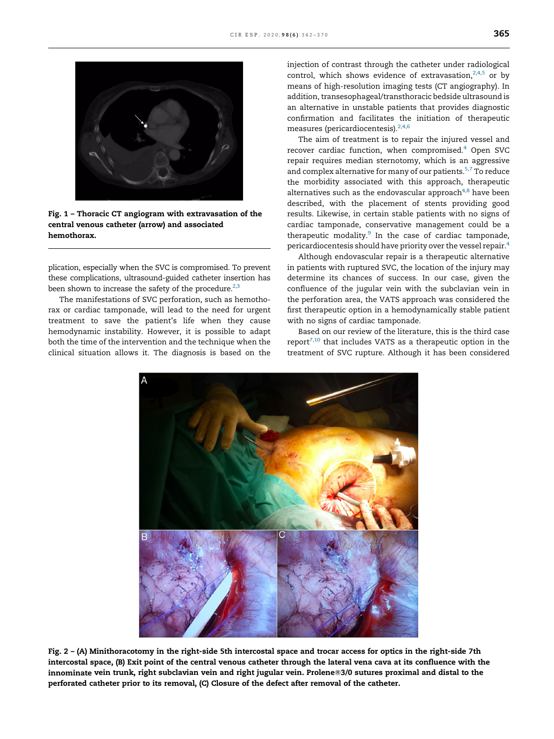Fig. 1 – Thoracic CT angiogram with extravasation of the central venous catheter (arrow) and associated hemothorax.

plication, especially when the SVC is compromised. To prevent these complications, ultrasound-guided catheter insertion has been shown to increase the safety of the procedure.[2,3]

The manifestations of SVC perforation, such as hemothorax or cardiac tamponade, will lead to the need for urgent treatment to save the patient's life when they cause hemodynamic instability. However, it is possible to adapt both the time of the intervention and the technique when the clinical situation allows it. The diagnosis is based on the injection of contrast through the catheter under radiological control, which shows evidence of extravasation,[2,4,5] or by means of high-resolution imaging tests (CT angiography). In addition, transesophageal/transthoracic bedside ultrasound is an alternative in unstable patients that provides diagnostic confirmation and facilitates the initiation of therapeutic measures (pericardiocentesis).[2,4,6]

The aim of treatment is to repair the injured vessel and recover cardiac function, when compromised.[4] Open SVC repair requires median sternotomy, which is an aggressive and complex alternative for many of our patients.[5,7] To reduce the morbidity associated with this approach, therapeutic alternatives such as the endovascular approach[4,8] have been described, with the placement of stents providing good results. Likewise, in certain stable patients with no signs of cardiac tamponade, conservative management could be a therapeutic modality.[9] In the case of cardiac tamponade, pericardiocentesis should have priority over the vessel repair.[4]

Although endovascular repair is a therapeutic alternative in patients with ruptured SVC, the location of the injury may determine its chances of success. In our case, given the confluence of the jugular vein with the subclavian vein in the perforation area, the VATS approach was considered the first therapeutic option in a hemodynamically stable patient with no signs of cardiac tamponade.

Based on our review of the literature, this is the third case report[7,10] that includes VATS as a therapeutic option in the treatment of SVC rupture. Although it has been considered

Fig. 2 – (A) Minithoracotomy in the right-side 5th intercostal space and trocar access for optics in the right-side 7th intercostal space, (B) Exit point of the central venous catheter through the lateral vena cava at its confluence with the innominate vein trunk, right subclavian vein and right jugular vein. Prolene®3/0 sutures proximal and distal to the perforated catheter prior to its removal, (C) Closure of the defect after removal of the catheter.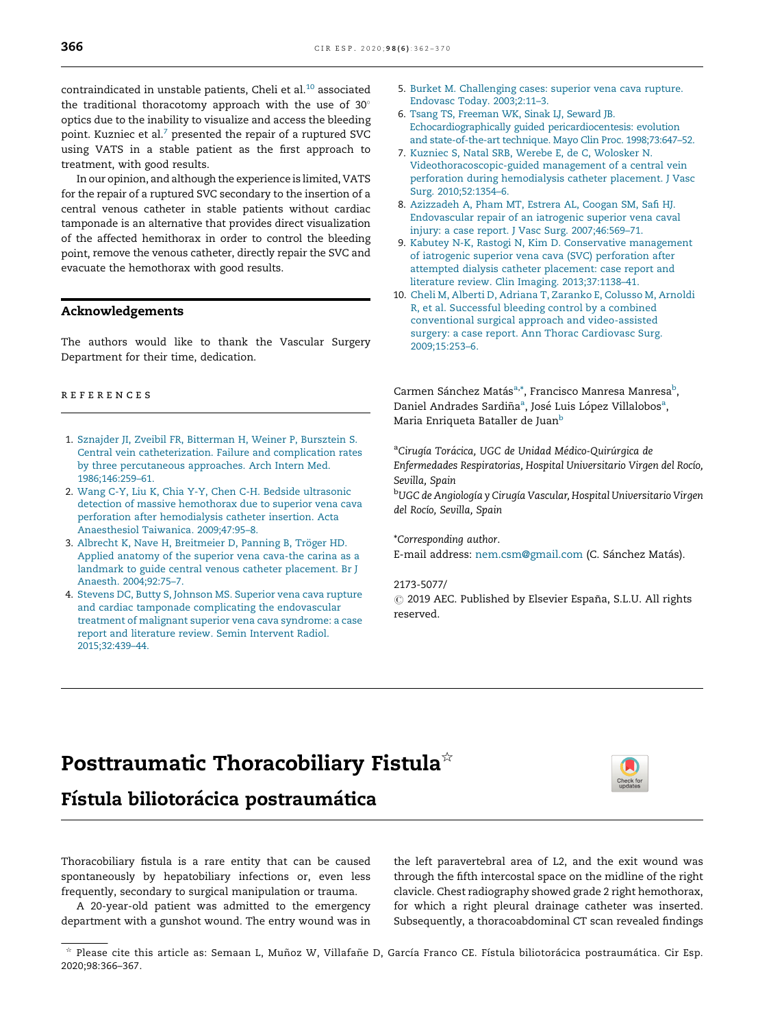contraindicated in unstable patients, Cheli et al.[10] associated the traditional thoracotomy approach with the use of 30° optics due to the inability to visualize and access the bleeding point. Kuzniec et al.[7] presented the repair of a ruptured SVC using VATS in a stable patient as the first approach to treatment, with good results.

In our opinion, and although the experience is limited, VATS for the repair of a ruptured SVC secondary to the insertion of a central venous catheter in stable patients without cardiac tamponade is an alternative that provides direct visualization of the affected hemithorax in order to control the bleeding point, remove the venous catheter, directly repair the SVC and evacuate the hemothorax with good results.

## Acknowledgements

The authors would like to thank the Vascular Surgery Department for their time, dedication.

## REFERENCES

1. Sznajder JI, Zveibil FR, Bitterman H, Weiner P, Bursztein S. Central vein catheterization. Failure and complication rates by three percutaneous approaches. Arch Intern Med. 1986;146:259–61.
2. Wang C-Y, Liu K, Chia Y-Y, Chen C-H. Bedside ultrasonic detection of massive hemothorax due to superior vena cava perforation after hemodialysis catheter insertion. Acta Anaesthesiol Taiwanica. 2009;47:95–8.
3. Albrecht K, Nave H, Breitmeier D, Panning B, Tröger HD. Applied anatomy of the superior vena cava-the carina as a landmark to guide central venous catheter placement. Br J Anaesth. 2004;92:75–7.
4. Stevens DC, Butty S, Johnson MS. Superior vena cava rupture and cardiac tamponade complicating the endovascular treatment of malignant superior vena cava syndrome: a case report and literature review. Semin Intervent Radiol. 2015;32:439–44.
5. Burket M. Challenging cases: superior vena cava rupture. Endovasc Today. 2003;2:11–3.
6. Tsang TS, Freeman WK, Sinak LJ, Seward JB. Echocardiographically guided pericardiocentesis: evolution and state-of-the-art technique. Mayo Clin Proc. 1998;73:647–52.
7. Kuzniec S, Natal SRB, Werebe E, de C, Wolosker N. Videothoracoscopic-guided management of a central vein perforation during hemodialysis catheter placement. J Vasc Surg. 2010;52:1354–6.
8. Azizzadeh A, Pham MT, Estrera AL, Coogan SM, Safi HJ. Endovascular repair of an iatrogenic superior vena caval injury: a case report. J Vasc Surg. 2007;46:569–71.
9. Kabutey N-K, Rastogi N, Kim D. Conservative management of iatrogenic superior vena cava (SVC) perforation after attempted dialysis catheter placement: case report and literature review. Clin Imaging. 2013;37:1138–41.
10. Cheli M, Alberti D, Adriana T, Zaranko E, Colusso M, Arnoldi R, et al. Successful bleeding control by a combined conventional surgical approach and video-assisted surgery: a case report. Ann Thorac Cardiovasc Surg. 2009;15:253–6.

Carmen Sánchez Matás[a,*], Francisco Manresa Manresa[b], Daniel Andrades Sardiña[a], José Luis López Villalobos[a], Maria Enriqueta Bataller de Juan[b]

[a] *Cirugía Torácica, UGC de Unidad Médico-Quirúrgica de Enfermedades Respiratorias, Hospital Universitario Virgen del Rocío, Sevilla, Spain*

[b] *UGC de Angiología y Cirugía Vascular, Hospital Universitario Virgen del Rocío, Sevilla, Spain*

*Corresponding author.
E-mail address: nem.csm@gmail.com (C. Sánchez Matás).

2173-5077/
© 2019 AEC. Published by Elsevier España, S.L.U. All rights reserved.

# Posttraumatic Thoracobiliary Fistula☆

## Fístula biliotorácica postraumática

Thoracobiliary fistula is a rare entity that can be caused spontaneously by hepatobiliary infections or, even less frequently, secondary to surgical manipulation or trauma.

A 20-year-old patient was admitted to the emergency department with a gunshot wound. The entry wound was in the left paravertebral area of L2, and the exit wound was through the fifth intercostal space on the midline of the right clavicle. Chest radiography showed grade 2 right hemothorax, for which a right pleural drainage catheter was inserted. Subsequently, a thoracoabdominal CT scan revealed findings

☆ Please cite this article as: Semaan L, Muñoz W, Villafañe D, García Franco CE. Fístula biliotorácica postraumática. Cir Esp. 2020;98:366–367.